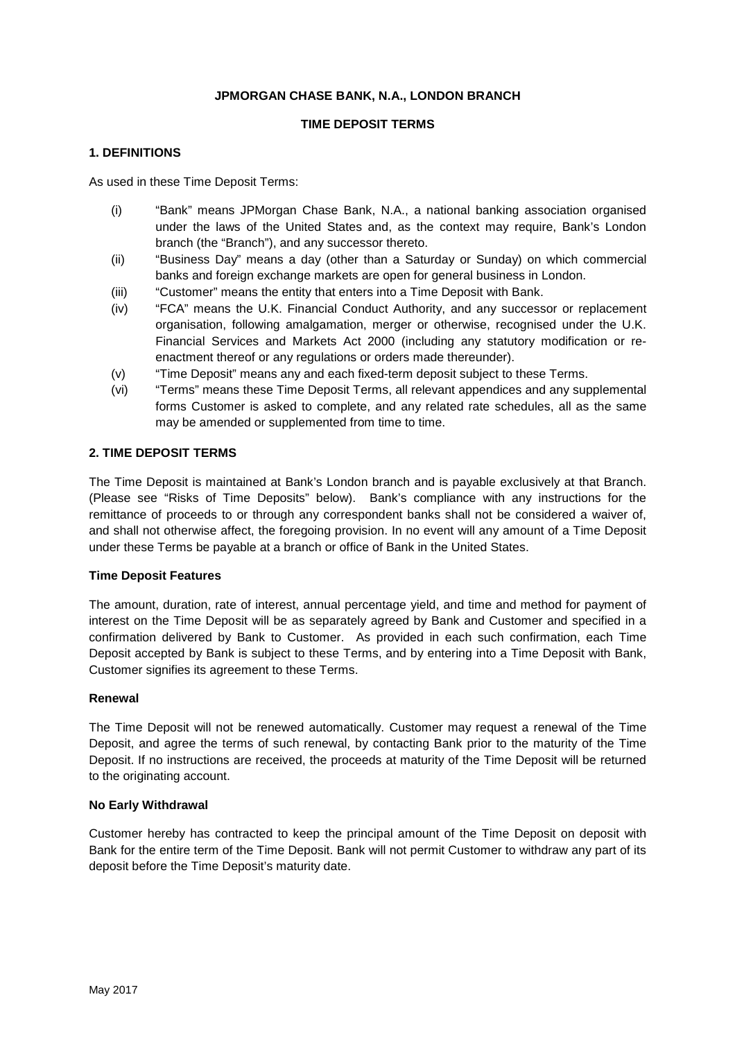# JPMORGAN CHASE BANK, N.A., LONDON BRANCH

## TIME DEPOSIT TERMS

### 1. DEFINITIONS

As used in these Time Deposit Terms:

- (i) "Bank" means JPMorgan Chase Bank, N.A., a national banking association organised under the laws of the United States and, as the context may require, Bank's London branch (the "Branch"), and any successor thereto.
- (ii) "Business Day" means a day (other than a Saturday or Sunday) on which commercial banks and foreign exchange markets are open for general business in London.
- (iii) "Customer" means the entity that enters into a Time Deposit with Bank.
- (iv) "FCA" means the U.K. Financial Conduct Authority, and any successor or replacement organisation, following amalgamation, merger or otherwise, recognised under the U.K. Financial Services and Markets Act 2000 (including any statutory modification or re-enactment thereof or any regulations or orders made thereunder).
- (v) "Time Deposit" means any and each fixed-term deposit subject to these Terms.
- (vi) "Terms" means these Time Deposit Terms, all relevant appendices and any supplemental forms Customer is asked to complete, and any related rate schedules, all as the same may be amended or supplemented from time to time.

### 2. TIME DEPOSIT TERMS

The Time Deposit is maintained at Bank's London branch and is payable exclusively at that Branch. (Please see "Risks of Time Deposits" below). Bank's compliance with any instructions for the remittance of proceeds to or through any correspondent banks shall not be considered a waiver of, and shall not otherwise affect, the foregoing provision. In no event will any amount of a Time Deposit under these Terms be payable at a branch or office of Bank in the United States.

#### Time Deposit Features

The amount, duration, rate of interest, annual percentage yield, and time and method for payment of interest on the Time Deposit will be as separately agreed by Bank and Customer and specified in a confirmation delivered by Bank to Customer. As provided in each such confirmation, each Time Deposit accepted by Bank is subject to these Terms, and by entering into a Time Deposit with Bank, Customer signifies its agreement to these Terms.

#### Renewal

The Time Deposit will not be renewed automatically. Customer may request a renewal of the Time Deposit, and agree the terms of such renewal, by contacting Bank prior to the maturity of the Time Deposit. If no instructions are received, the proceeds at maturity of the Time Deposit will be returned to the originating account.

#### No Early Withdrawal

Customer hereby has contracted to keep the principal amount of the Time Deposit on deposit with Bank for the entire term of the Time Deposit. Bank will not permit Customer to withdraw any part of its deposit before the Time Deposit's maturity date.

May 2017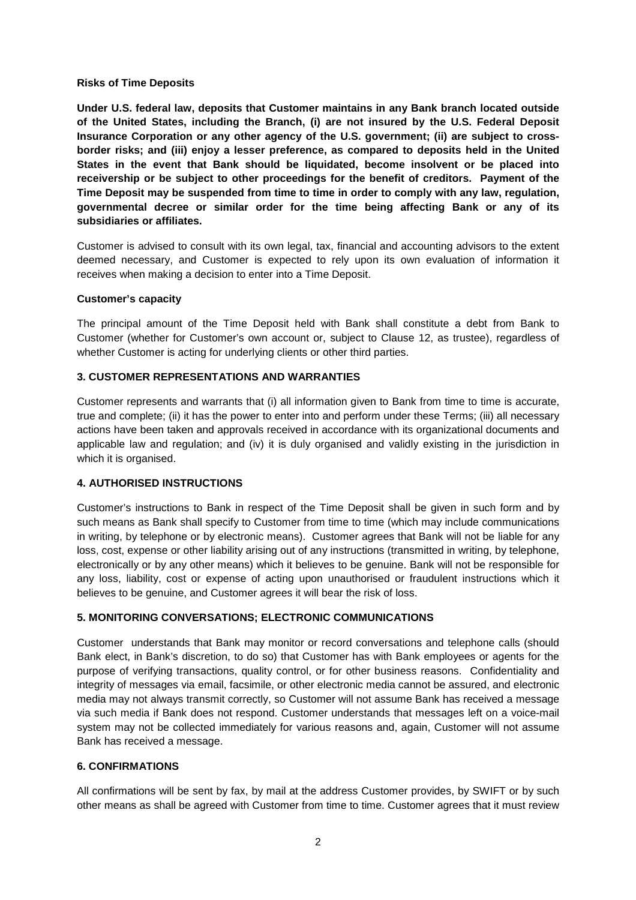**Risks of Time Deposits**

**Under U.S. federal law, deposits that Customer maintains in any Bank branch located outside of the United States, including the Branch, (i) are not insured by the U.S. Federal Deposit Insurance Corporation or any other agency of the U.S. government; (ii) are subject to cross-border risks; and (iii) enjoy a lesser preference, as compared to deposits held in the United States in the event that Bank should be liquidated, become insolvent or be placed into receivership or be subject to other proceedings for the benefit of creditors. Payment of the Time Deposit may be suspended from time to time in order to comply with any law, regulation, governmental decree or similar order for the time being affecting Bank or any of its subsidiaries or affiliates.**

Customer is advised to consult with its own legal, tax, financial and accounting advisors to the extent deemed necessary, and Customer is expected to rely upon its own evaluation of information it receives when making a decision to enter into a Time Deposit.

**Customer's capacity**

The principal amount of the Time Deposit held with Bank shall constitute a debt from Bank to Customer (whether for Customer's own account or, subject to Clause 12, as trustee), regardless of whether Customer is acting for underlying clients or other third parties.

## 3. CUSTOMER REPRESENTATIONS AND WARRANTIES

Customer represents and warrants that (i) all information given to Bank from time to time is accurate, true and complete; (ii) it has the power to enter into and perform under these Terms; (iii) all necessary actions have been taken and approvals received in accordance with its organizational documents and applicable law and regulation; and (iv) it is duly organised and validly existing in the jurisdiction in which it is organised.

## 4. AUTHORISED INSTRUCTIONS

Customer's instructions to Bank in respect of the Time Deposit shall be given in such form and by such means as Bank shall specify to Customer from time to time (which may include communications in writing, by telephone or by electronic means). Customer agrees that Bank will not be liable for any loss, cost, expense or other liability arising out of any instructions (transmitted in writing, by telephone, electronically or by any other means) which it believes to be genuine. Bank will not be responsible for any loss, liability, cost or expense of acting upon unauthorised or fraudulent instructions which it believes to be genuine, and Customer agrees it will bear the risk of loss.

## 5. MONITORING CONVERSATIONS; ELECTRONIC COMMUNICATIONS

Customer understands that Bank may monitor or record conversations and telephone calls (should Bank elect, in Bank's discretion, to do so) that Customer has with Bank employees or agents for the purpose of verifying transactions, quality control, or for other business reasons. Confidentiality and integrity of messages via email, facsimile, or other electronic media cannot be assured, and electronic media may not always transmit correctly, so Customer will not assume Bank has received a message via such media if Bank does not respond. Customer understands that messages left on a voice-mail system may not be collected immediately for various reasons and, again, Customer will not assume Bank has received a message.

## 6. CONFIRMATIONS

All confirmations will be sent by fax, by mail at the address Customer provides, by SWIFT or by such other means as shall be agreed with Customer from time to time. Customer agrees that it must review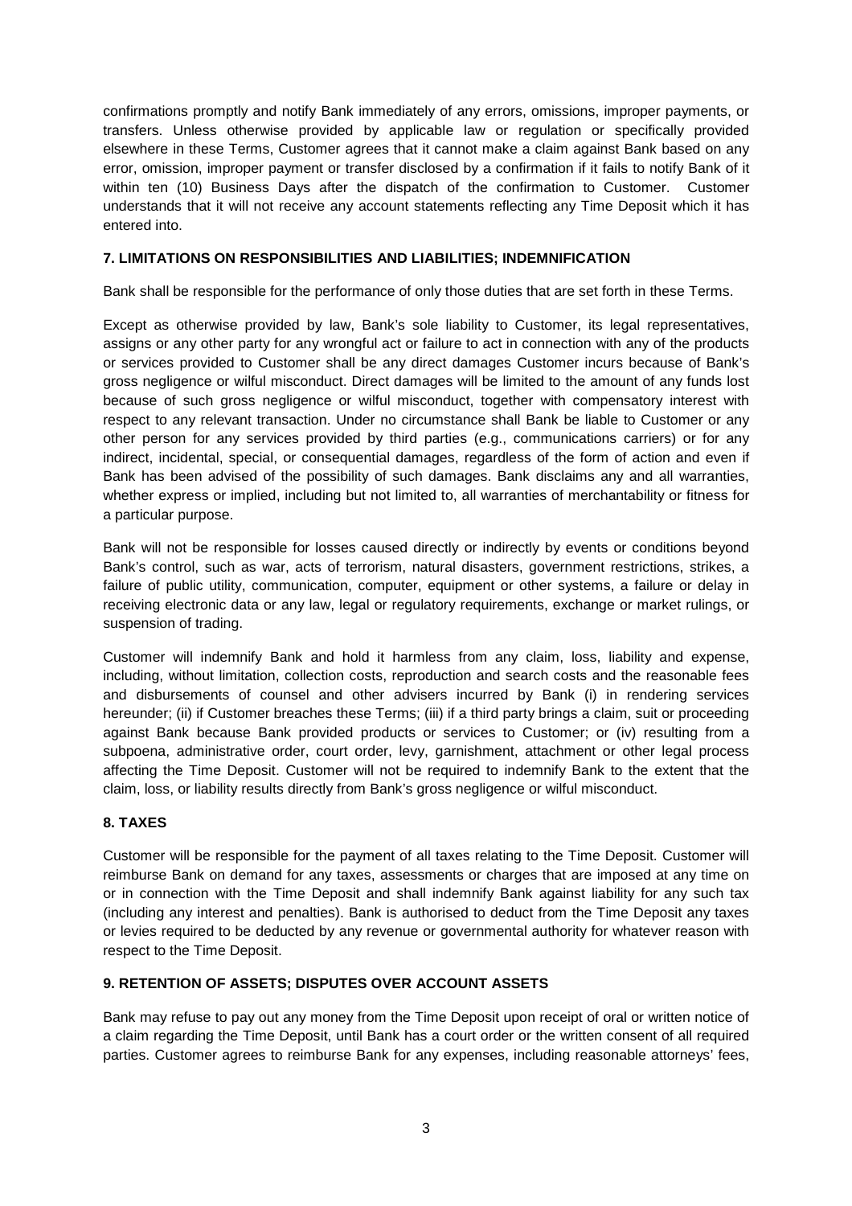confirmations promptly and notify Bank immediately of any errors, omissions, improper payments, or transfers. Unless otherwise provided by applicable law or regulation or specifically provided elsewhere in these Terms, Customer agrees that it cannot make a claim against Bank based on any error, omission, improper payment or transfer disclosed by a confirmation if it fails to notify Bank of it within ten (10) Business Days after the dispatch of the confirmation to Customer. Customer understands that it will not receive any account statements reflecting any Time Deposit which it has entered into.

**7. LIMITATIONS ON RESPONSIBILITIES AND LIABILITIES; INDEMNIFICATION**

Bank shall be responsible for the performance of only those duties that are set forth in these Terms.

Except as otherwise provided by law, Bank's sole liability to Customer, its legal representatives, assigns or any other party for any wrongful act or failure to act in connection with any of the products or services provided to Customer shall be any direct damages Customer incurs because of Bank's gross negligence or wilful misconduct. Direct damages will be limited to the amount of any funds lost because of such gross negligence or wilful misconduct, together with compensatory interest with respect to any relevant transaction. Under no circumstance shall Bank be liable to Customer or any other person for any services provided by third parties (e.g., communications carriers) or for any indirect, incidental, special, or consequential damages, regardless of the form of action and even if Bank has been advised of the possibility of such damages. Bank disclaims any and all warranties, whether express or implied, including but not limited to, all warranties of merchantability or fitness for a particular purpose.

Bank will not be responsible for losses caused directly or indirectly by events or conditions beyond Bank's control, such as war, acts of terrorism, natural disasters, government restrictions, strikes, a failure of public utility, communication, computer, equipment or other systems, a failure or delay in receiving electronic data or any law, legal or regulatory requirements, exchange or market rulings, or suspension of trading.

Customer will indemnify Bank and hold it harmless from any claim, loss, liability and expense, including, without limitation, collection costs, reproduction and search costs and the reasonable fees and disbursements of counsel and other advisers incurred by Bank (i) in rendering services hereunder; (ii) if Customer breaches these Terms; (iii) if a third party brings a claim, suit or proceeding against Bank because Bank provided products or services to Customer; or (iv) resulting from a subpoena, administrative order, court order, levy, garnishment, attachment or other legal process affecting the Time Deposit. Customer will not be required to indemnify Bank to the extent that the claim, loss, or liability results directly from Bank's gross negligence or wilful misconduct.

**8. TAXES**

Customer will be responsible for the payment of all taxes relating to the Time Deposit. Customer will reimburse Bank on demand for any taxes, assessments or charges that are imposed at any time on or in connection with the Time Deposit and shall indemnify Bank against liability for any such tax (including any interest and penalties). Bank is authorised to deduct from the Time Deposit any taxes or levies required to be deducted by any revenue or governmental authority for whatever reason with respect to the Time Deposit.

**9. RETENTION OF ASSETS; DISPUTES OVER ACCOUNT ASSETS**

Bank may refuse to pay out any money from the Time Deposit upon receipt of oral or written notice of a claim regarding the Time Deposit, until Bank has a court order or the written consent of all required parties. Customer agrees to reimburse Bank for any expenses, including reasonable attorneys' fees,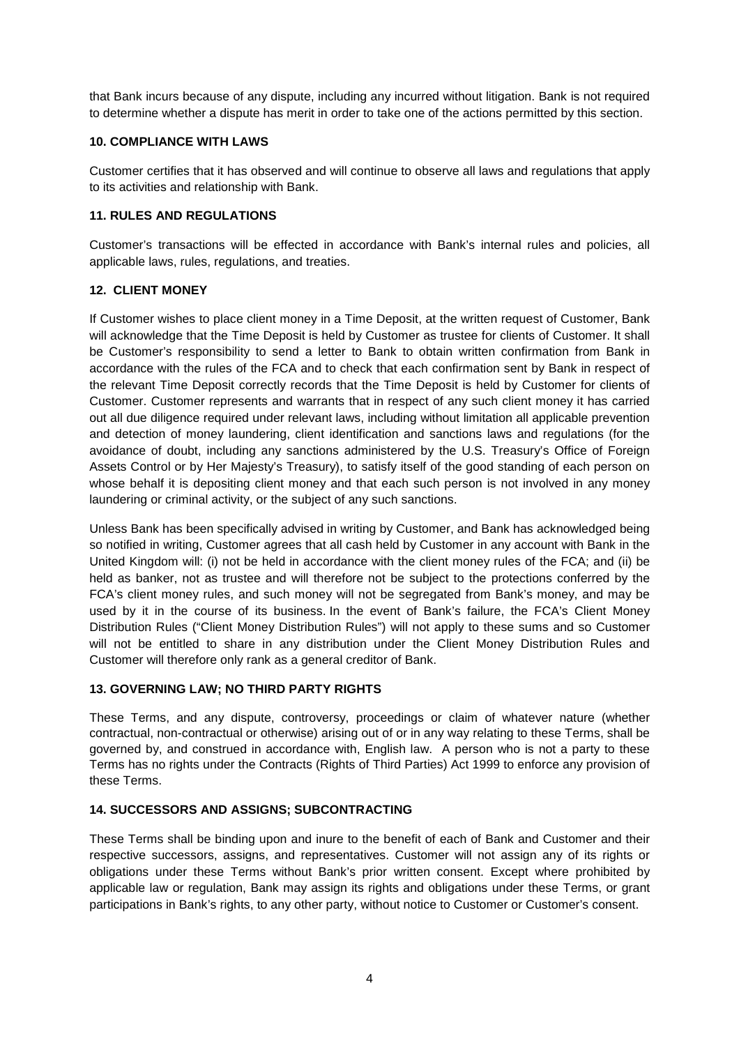that Bank incurs because of any dispute, including any incurred without litigation. Bank is not required to determine whether a dispute has merit in order to take one of the actions permitted by this section.

**10. COMPLIANCE WITH LAWS**

Customer certifies that it has observed and will continue to observe all laws and regulations that apply to its activities and relationship with Bank.

**11. RULES AND REGULATIONS**

Customer's transactions will be effected in accordance with Bank's internal rules and policies, all applicable laws, rules, regulations, and treaties.

**12. CLIENT MONEY**

If Customer wishes to place client money in a Time Deposit, at the written request of Customer, Bank will acknowledge that the Time Deposit is held by Customer as trustee for clients of Customer. It shall be Customer's responsibility to send a letter to Bank to obtain written confirmation from Bank in accordance with the rules of the FCA and to check that each confirmation sent by Bank in respect of the relevant Time Deposit correctly records that the Time Deposit is held by Customer for clients of Customer. Customer represents and warrants that in respect of any such client money it has carried out all due diligence required under relevant laws, including without limitation all applicable prevention and detection of money laundering, client identification and sanctions laws and regulations (for the avoidance of doubt, including any sanctions administered by the U.S. Treasury's Office of Foreign Assets Control or by Her Majesty's Treasury), to satisfy itself of the good standing of each person on whose behalf it is depositing client money and that each such person is not involved in any money laundering or criminal activity, or the subject of any such sanctions.

Unless Bank has been specifically advised in writing by Customer, and Bank has acknowledged being so notified in writing, Customer agrees that all cash held by Customer in any account with Bank in the United Kingdom will: (i) not be held in accordance with the client money rules of the FCA; and (ii) be held as banker, not as trustee and will therefore not be subject to the protections conferred by the FCA's client money rules, and such money will not be segregated from Bank's money, and may be used by it in the course of its business. In the event of Bank's failure, the FCA's Client Money Distribution Rules ("Client Money Distribution Rules") will not apply to these sums and so Customer will not be entitled to share in any distribution under the Client Money Distribution Rules and Customer will therefore only rank as a general creditor of Bank.

**13. GOVERNING LAW; NO THIRD PARTY RIGHTS**

These Terms, and any dispute, controversy, proceedings or claim of whatever nature (whether contractual, non-contractual or otherwise) arising out of or in any way relating to these Terms, shall be governed by, and construed in accordance with, English law. A person who is not a party to these Terms has no rights under the Contracts (Rights of Third Parties) Act 1999 to enforce any provision of these Terms.

**14. SUCCESSORS AND ASSIGNS; SUBCONTRACTING**

These Terms shall be binding upon and inure to the benefit of each of Bank and Customer and their respective successors, assigns, and representatives. Customer will not assign any of its rights or obligations under these Terms without Bank's prior written consent. Except where prohibited by applicable law or regulation, Bank may assign its rights and obligations under these Terms, or grant participations in Bank's rights, to any other party, without notice to Customer or Customer's consent.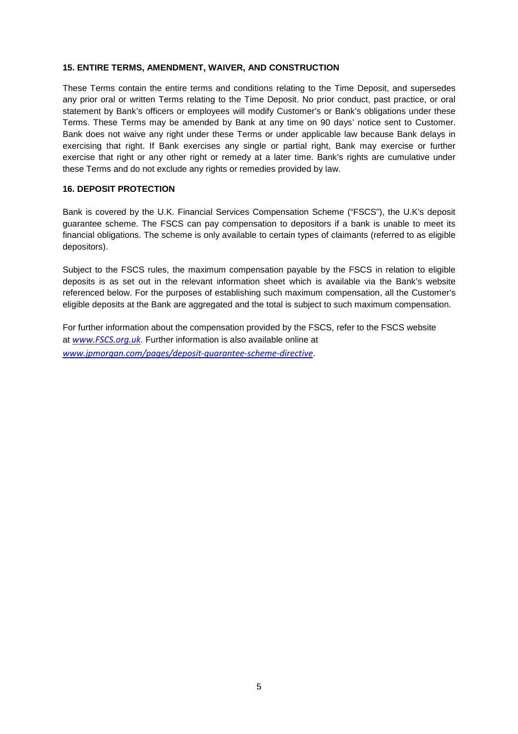**15. ENTIRE TERMS, AMENDMENT, WAIVER, AND CONSTRUCTION**

These Terms contain the entire terms and conditions relating to the Time Deposit, and supersedes any prior oral or written Terms relating to the Time Deposit. No prior conduct, past practice, or oral statement by Bank's officers or employees will modify Customer's or Bank's obligations under these Terms. These Terms may be amended by Bank at any time on 90 days' notice sent to Customer. Bank does not waive any right under these Terms or under applicable law because Bank delays in exercising that right. If Bank exercises any single or partial right, Bank may exercise or further exercise that right or any other right or remedy at a later time. Bank's rights are cumulative under these Terms and do not exclude any rights or remedies provided by law.

**16. DEPOSIT PROTECTION**

Bank is covered by the U.K. Financial Services Compensation Scheme ("FSCS"), the U.K's deposit guarantee scheme. The FSCS can pay compensation to depositors if a bank is unable to meet its financial obligations. The scheme is only available to certain types of claimants (referred to as eligible depositors).

Subject to the FSCS rules, the maximum compensation payable by the FSCS in relation to eligible deposits is as set out in the relevant information sheet which is available via the Bank's website referenced below. For the purposes of establishing such maximum compensation, all the Customer's eligible deposits at the Bank are aggregated and the total is subject to such maximum compensation.

For further information about the compensation provided by the FSCS, refer to the FSCS website at *www.FSCS.org.uk*. Further information is also available online at *www.jpmorgan.com/pages/deposit-guarantee-scheme-directive*.